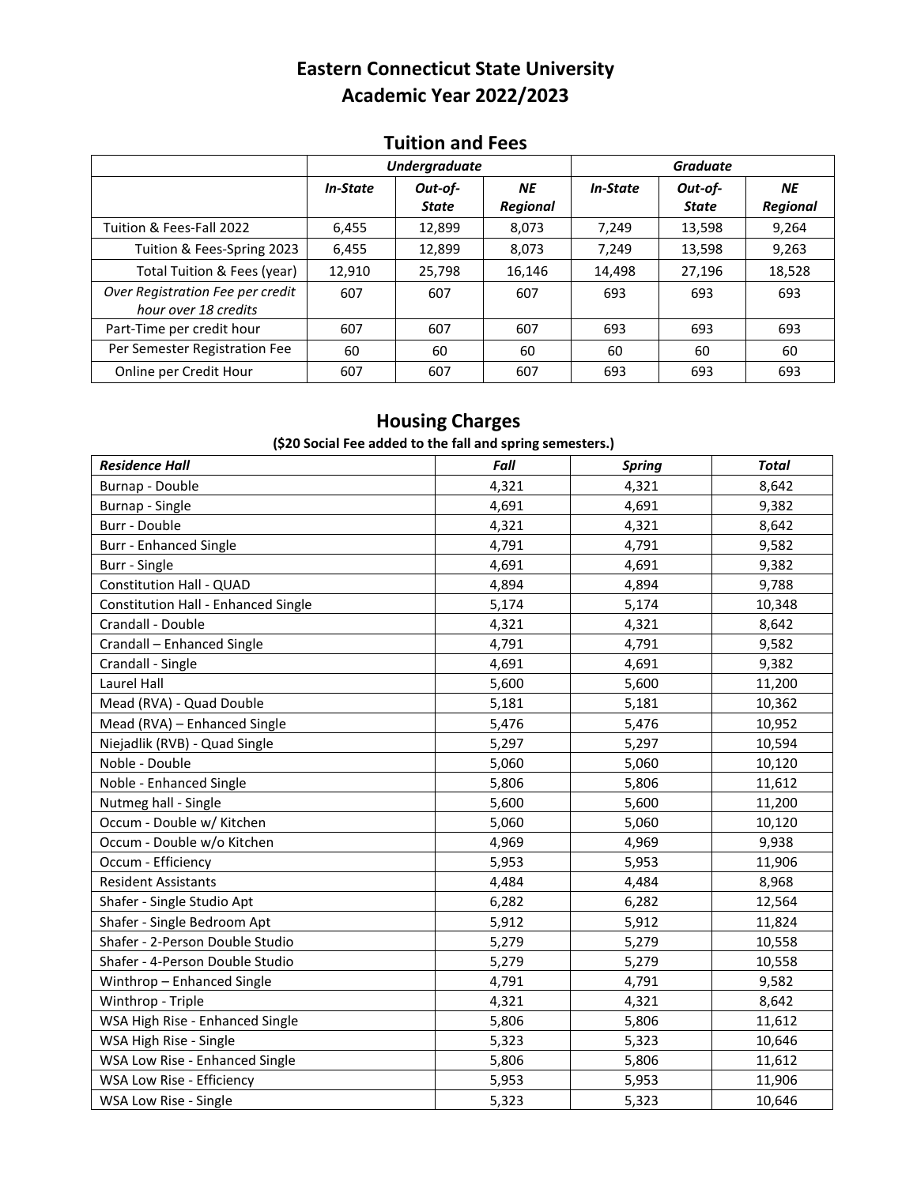# Eastern Connecticut State University
# Academic Year 2022/2023

## Tuition and Fees

| | Undergraduate | | | Graduate | | |
|---|---|---|---|---|---|---|
| | *In-State* | *Out-of-State* | *NE Regional* | *In-State* | *Out-of-State* | *NE Regional* |
| Tuition & Fees-Fall 2022 | 6,455 | 12,899 | 8,073 | 7,249 | 13,598 | 9,264 |
| Tuition & Fees-Spring 2023 | 6,455 | 12,899 | 8,073 | 7,249 | 13,598 | 9,263 |
| Total Tuition & Fees (year) | 12,910 | 25,798 | 16,146 | 14,498 | 27,196 | 18,528 |
| *Over Registration Fee per credit hour over 18 credits* | 607 | 607 | 607 | 693 | 693 | 693 |
| Part-Time per credit hour | 607 | 607 | 607 | 693 | 693 | 693 |
| Per Semester Registration Fee | 60 | 60 | 60 | 60 | 60 | 60 |
| Online per Credit Hour | 607 | 607 | 607 | 693 | 693 | 693 |

## Housing Charges

**($20 Social Fee added to the fall and spring semesters.)**

| *Residence Hall* | *Fall* | *Spring* | *Total* |
|---|---|---|---|
| Burnap - Double | 4,321 | 4,321 | 8,642 |
| Burnap - Single | 4,691 | 4,691 | 9,382 |
| Burr - Double | 4,321 | 4,321 | 8,642 |
| Burr - Enhanced Single | 4,791 | 4,791 | 9,582 |
| Burr - Single | 4,691 | 4,691 | 9,382 |
| Constitution Hall - QUAD | 4,894 | 4,894 | 9,788 |
| Constitution Hall - Enhanced Single | 5,174 | 5,174 | 10,348 |
| Crandall - Double | 4,321 | 4,321 | 8,642 |
| Crandall – Enhanced Single | 4,791 | 4,791 | 9,582 |
| Crandall - Single | 4,691 | 4,691 | 9,382 |
| Laurel Hall | 5,600 | 5,600 | 11,200 |
| Mead (RVA) - Quad Double | 5,181 | 5,181 | 10,362 |
| Mead (RVA) – Enhanced Single | 5,476 | 5,476 | 10,952 |
| Niejadlik (RVB) - Quad Single | 5,297 | 5,297 | 10,594 |
| Noble - Double | 5,060 | 5,060 | 10,120 |
| Noble - Enhanced Single | 5,806 | 5,806 | 11,612 |
| Nutmeg hall - Single | 5,600 | 5,600 | 11,200 |
| Occum - Double w/ Kitchen | 5,060 | 5,060 | 10,120 |
| Occum - Double w/o Kitchen | 4,969 | 4,969 | 9,938 |
| Occum - Efficiency | 5,953 | 5,953 | 11,906 |
| Resident Assistants | 4,484 | 4,484 | 8,968 |
| Shafer - Single Studio Apt | 6,282 | 6,282 | 12,564 |
| Shafer - Single Bedroom Apt | 5,912 | 5,912 | 11,824 |
| Shafer - 2-Person Double Studio | 5,279 | 5,279 | 10,558 |
| Shafer - 4-Person Double Studio | 5,279 | 5,279 | 10,558 |
| Winthrop – Enhanced Single | 4,791 | 4,791 | 9,582 |
| Winthrop - Triple | 4,321 | 4,321 | 8,642 |
| WSA High Rise - Enhanced Single | 5,806 | 5,806 | 11,612 |
| WSA High Rise - Single | 5,323 | 5,323 | 10,646 |
| WSA Low Rise - Enhanced Single | 5,806 | 5,806 | 11,612 |
| WSA Low Rise - Efficiency | 5,953 | 5,953 | 11,906 |
| WSA Low Rise - Single | 5,323 | 5,323 | 10,646 |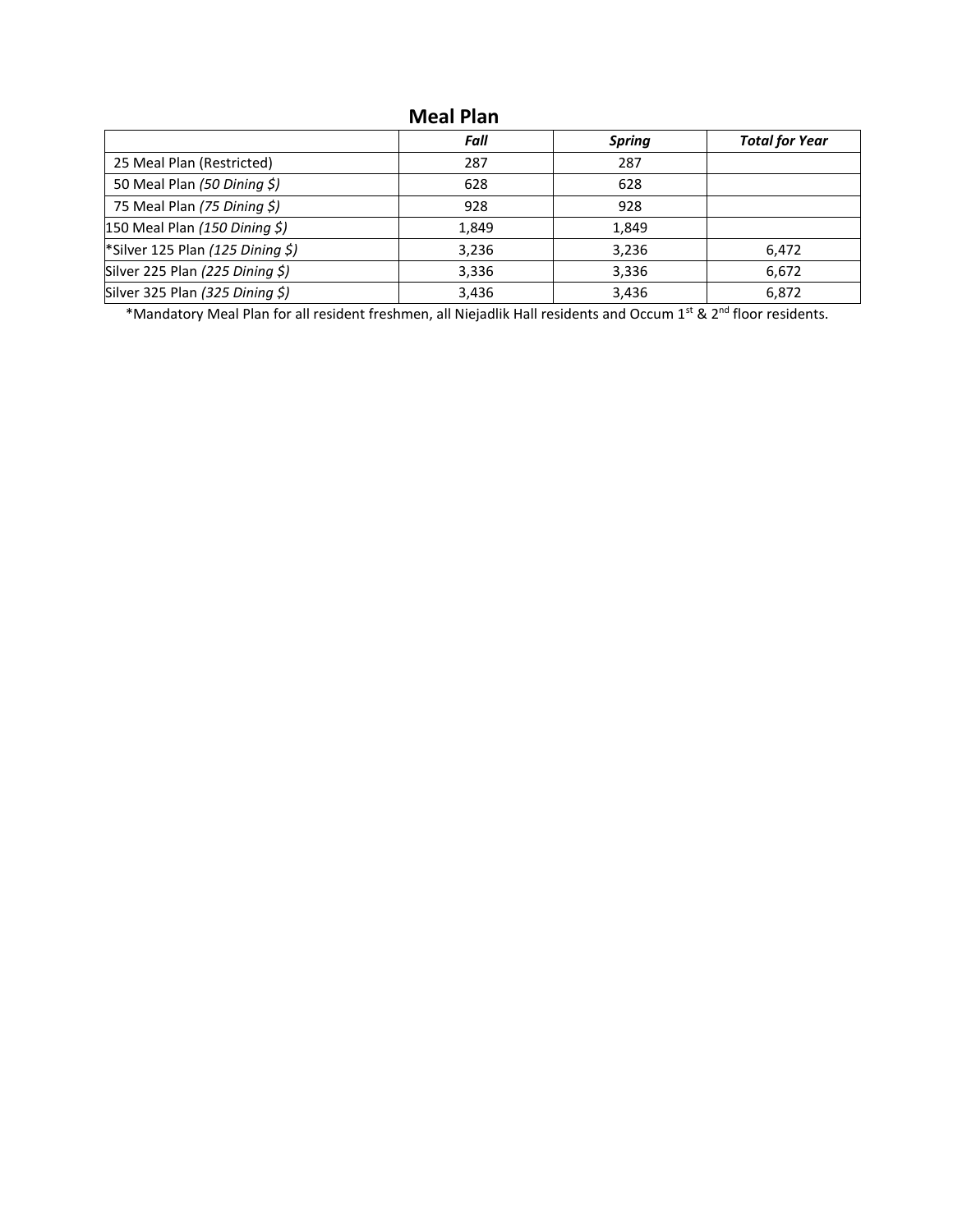## Meal Plan

| | *Fall* | *Spring* | *Total for Year* |
|---|---|---|---|
| 25 Meal Plan (Restricted) | 287 | 287 | |
| 50 Meal Plan *(50 Dining $)* | 628 | 628 | |
| 75 Meal Plan *(75 Dining $)* | 928 | 928 | |
| 150 Meal Plan *(150 Dining $)* | 1,849 | 1,849 | |
| *Silver 125 Plan *(125 Dining $)* | 3,236 | 3,236 | 6,472 |
| Silver 225 Plan *(225 Dining $)* | 3,336 | 3,336 | 6,672 |
| Silver 325 Plan *(325 Dining $)* | 3,436 | 3,436 | 6,872 |

*Mandatory Meal Plan for all resident freshmen, all Niejadlik Hall residents and Occum 1st & 2nd floor residents.